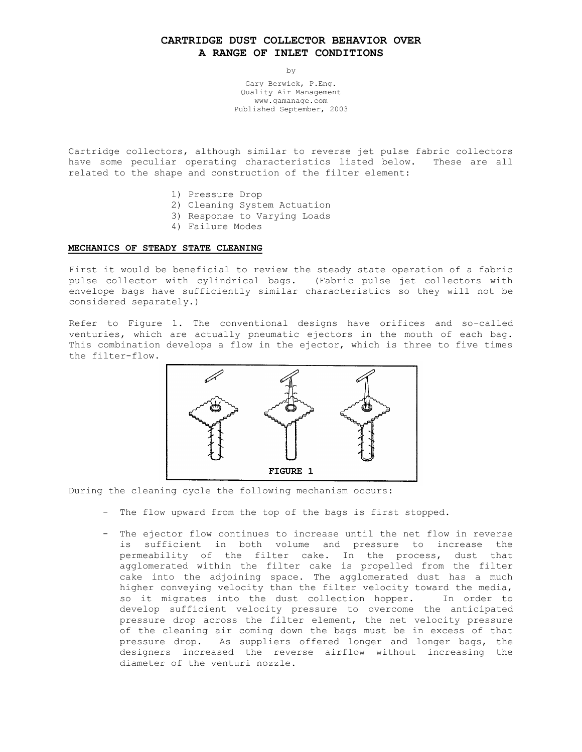# CARTRIDGE DUST COLLECTOR BEHAVIOR OVER A RANGE OF INLET CONDITIONS

by

Gary Berwick, P.Eng.
Quality Air Management
www.qamanage.com
Published September, 2003

Cartridge collectors, although similar to reverse jet pulse fabric collectors have some peculiar operating characteristics listed below. These are all related to the shape and construction of the filter element:

1) Pressure Drop
2) Cleaning System Actuation
3) Response to Varying Loads
4) Failure Modes

## MECHANICS OF STEADY STATE CLEANING

First it would be beneficial to review the steady state operation of a fabric pulse collector with cylindrical bags. (Fabric pulse jet collectors with envelope bags have sufficiently similar characteristics so they will not be considered separately.)

Refer to Figure 1. The conventional designs have orifices and so-called venturies, which are actually pneumatic ejectors in the mouth of each bag. This combination develops a flow in the ejector, which is three to five times the filter-flow.

**FIGURE 1**

During the cleaning cycle the following mechanism occurs:

- The flow upward from the top of the bags is first stopped.

- The ejector flow continues to increase until the net flow in reverse is sufficient in both volume and pressure to increase the permeability of the filter cake. In the process, dust that agglomerated within the filter cake is propelled from the filter cake into the adjoining space. The agglomerated dust has a much higher conveying velocity than the filter velocity toward the media, so it migrates into the dust collection hopper. In order to develop sufficient velocity pressure to overcome the anticipated pressure drop across the filter element, the net velocity pressure of the cleaning air coming down the bags must be in excess of that pressure drop. As suppliers offered longer and longer bags, the designers increased the reverse airflow without increasing the diameter of the venturi nozzle.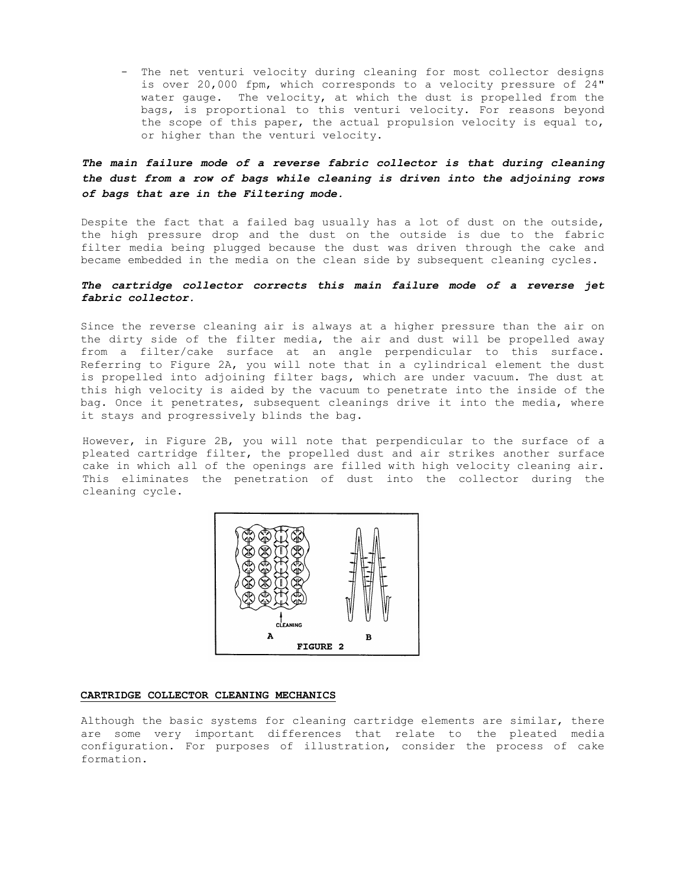- The net venturi velocity during cleaning for most collector designs is over 20,000 fpm, which corresponds to a velocity pressure of 24" water gauge. The velocity, at which the dust is propelled from the bags, is proportional to this venturi velocity. For reasons beyond the scope of this paper, the actual propulsion velocity is equal to, or higher than the venturi velocity.

***The main failure mode of a reverse fabric collector is that during cleaning the dust from a row of bags while cleaning is driven into the adjoining rows of bags that are in the Filtering mode.***

Despite the fact that a failed bag usually has a lot of dust on the outside, the high pressure drop and the dust on the outside is due to the fabric filter media being plugged because the dust was driven through the cake and became embedded in the media on the clean side by subsequent cleaning cycles.

***The cartridge collector corrects this main failure mode of a reverse jet fabric collector.***

Since the reverse cleaning air is always at a higher pressure than the air on the dirty side of the filter media, the air and dust will be propelled away from a filter/cake surface at an angle perpendicular to this surface. Referring to Figure 2A, you will note that in a cylindrical element the dust is propelled into adjoining filter bags, which are under vacuum. The dust at this high velocity is aided by the vacuum to penetrate into the inside of the bag. Once it penetrates, subsequent cleanings drive it into the media, where it stays and progressively blinds the bag.

However, in Figure 2B, you will note that perpendicular to the surface of a pleated cartridge filter, the propelled dust and air strikes another surface cake in which all of the openings are filled with high velocity cleaning air. This eliminates the penetration of dust into the collector during the cleaning cycle.

CLEANING

A

B

FIGURE 2

## CARTRIDGE COLLECTOR CLEANING MECHANICS

Although the basic systems for cleaning cartridge elements are similar, there are some very important differences that relate to the pleated media configuration. For purposes of illustration, consider the process of cake formation.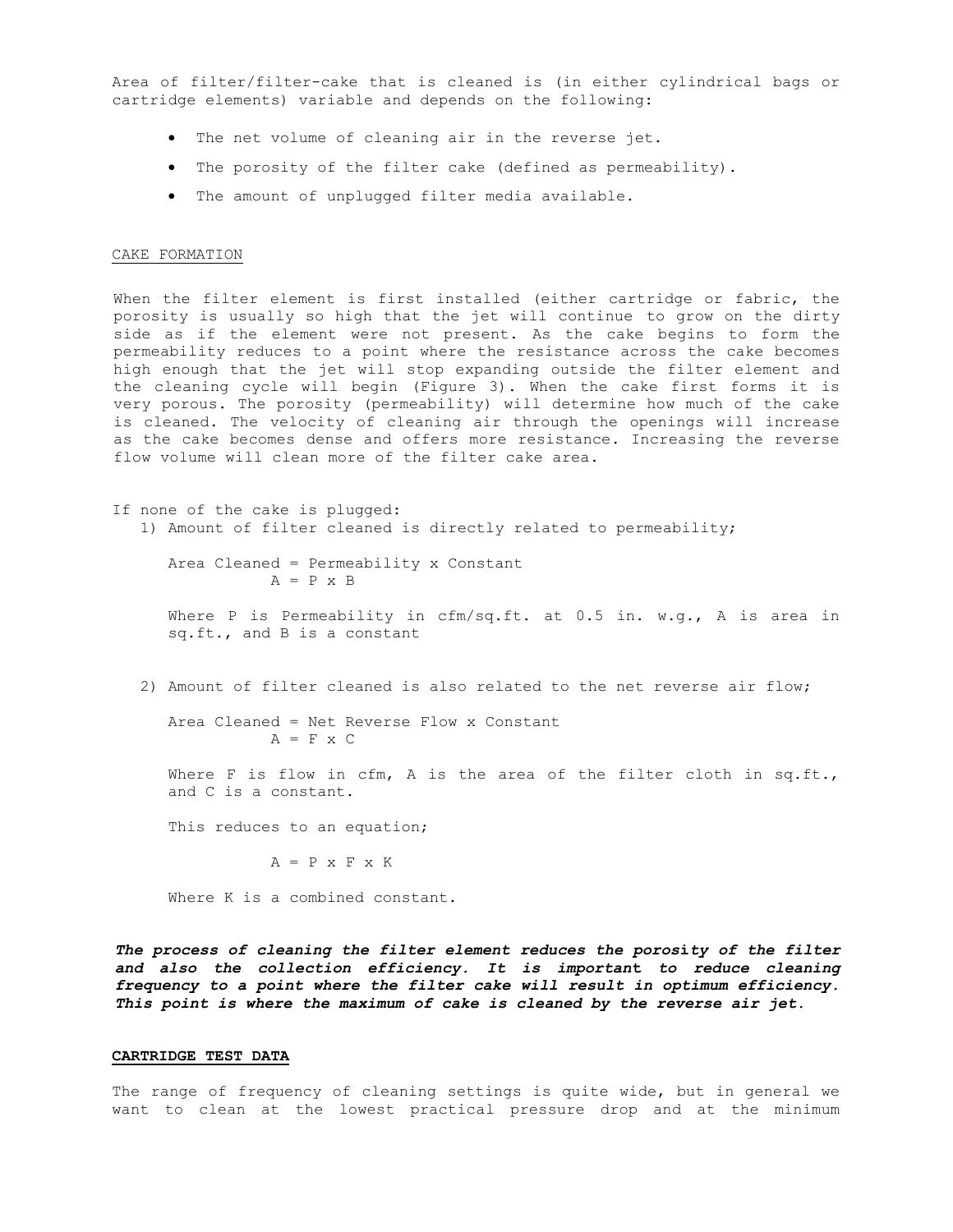Area of filter/filter-cake that is cleaned is (in either cylindrical bags or cartridge elements) variable and depends on the following:

- The net volume of cleaning air in the reverse jet.
- The porosity of the filter cake (defined as permeability).
- The amount of unplugged filter media available.

CAKE FORMATION

When the filter element is first installed (either cartridge or fabric, the porosity is usually so high that the jet will continue to grow on the dirty side as if the element were not present. As the cake begins to form the permeability reduces to a point where the resistance across the cake becomes high enough that the jet will stop expanding outside the filter element and the cleaning cycle will begin (Figure 3). When the cake first forms it is very porous. The porosity (permeability) will determine how much of the cake is cleaned. The velocity of cleaning air through the openings will increase as the cake becomes dense and offers more resistance. Increasing the reverse flow volume will clean more of the filter cake area.

If none of the cake is plugged:

1) Amount of filter cleaned is directly related to permeability;

   Area Cleaned = Permeability x Constant

   $$A = P \times B$$

   Where P is Permeability in cfm/sq.ft. at 0.5 in. w.g., A is area in sq.ft., and B is a constant

2) Amount of filter cleaned is also related to the net reverse air flow;

   Area Cleaned = Net Reverse Flow x Constant

   $$A = F \times C$$

   Where F is flow in cfm, A is the area of the filter cloth in sq.ft., and C is a constant.

   This reduces to an equation;

   $$A = P \times F \times K$$

   Where K is a combined constant.

***The process of cleaning the filter element reduces the porosity of the filter and also the collection efficiency. It is important to reduce cleaning frequency to a point where the filter cake will result in optimum efficiency. This point is where the maximum of cake is cleaned by the reverse air jet.***

**CARTRIDGE TEST DATA**

The range of frequency of cleaning settings is quite wide, but in general we want to clean at the lowest practical pressure drop and at the minimum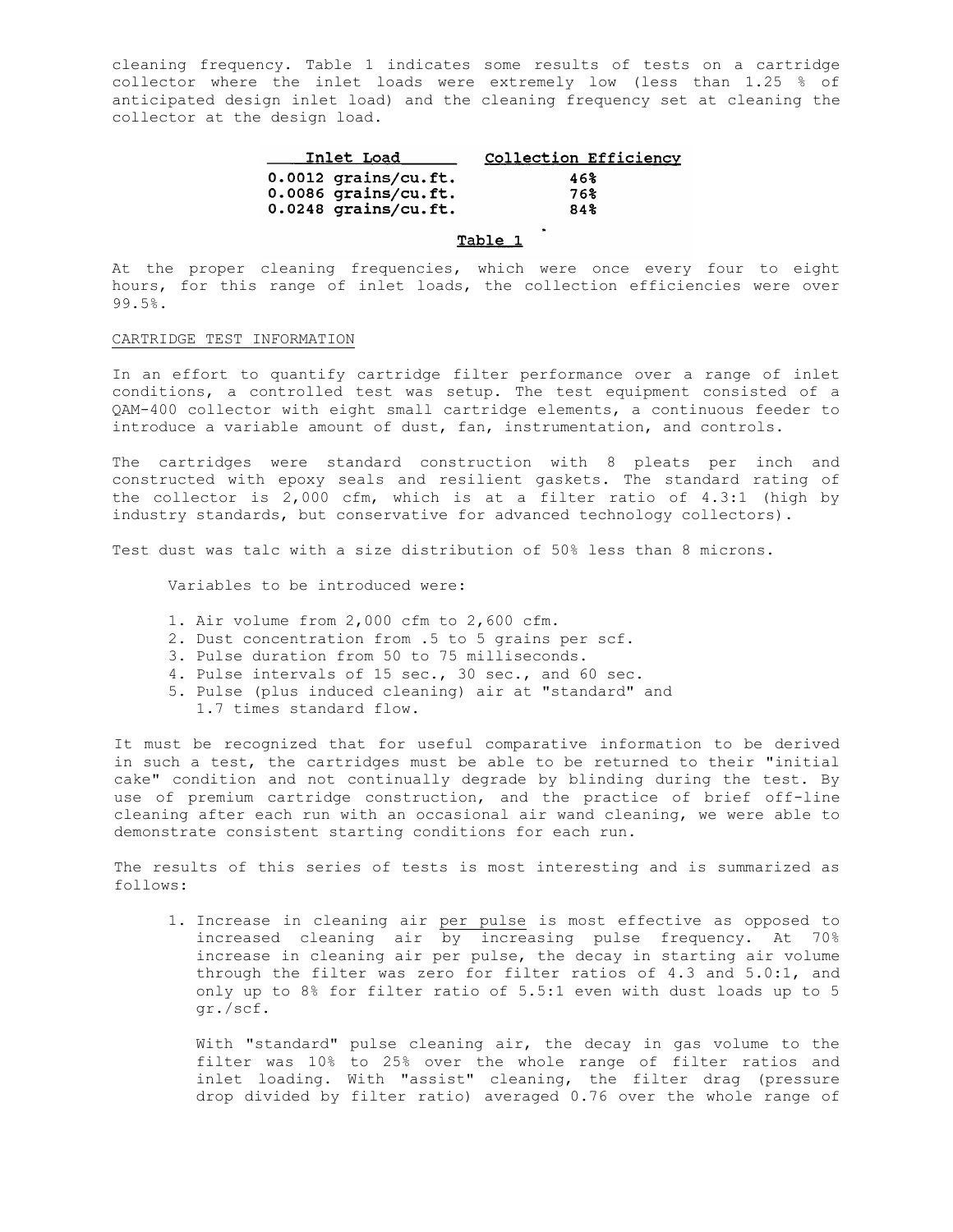cleaning frequency. Table 1 indicates some results of tests on a cartridge collector where the inlet loads were extremely low (less than 1.25 % of anticipated design inlet load) and the cleaning frequency set at cleaning the collector at the design load.

| Inlet Load | Collection Efficiency |
|---|---|
| 0.0012 grains/cu.ft. | 46% |
| 0.0086 grains/cu.ft. | 76% |
| 0.0248 grains/cu.ft. | 84% |

Table 1

At the proper cleaning frequencies, which were once every four to eight hours, for this range of inlet loads, the collection efficiencies were over 99.5%.

CARTRIDGE TEST INFORMATION

In an effort to quantify cartridge filter performance over a range of inlet conditions, a controlled test was setup. The test equipment consisted of a QAM-400 collector with eight small cartridge elements, a continuous feeder to introduce a variable amount of dust, fan, instrumentation, and controls.

The cartridges were standard construction with 8 pleats per inch and constructed with epoxy seals and resilient gaskets. The standard rating of the collector is 2,000 cfm, which is at a filter ratio of 4.3:1 (high by industry standards, but conservative for advanced technology collectors).

Test dust was talc with a size distribution of 50% less than 8 microns.

Variables to be introduced were:

1. Air volume from 2,000 cfm to 2,600 cfm.
2. Dust concentration from .5 to 5 grains per scf.
3. Pulse duration from 50 to 75 milliseconds.
4. Pulse intervals of 15 sec., 30 sec., and 60 sec.
5. Pulse (plus induced cleaning) air at "standard" and 1.7 times standard flow.

It must be recognized that for useful comparative information to be derived in such a test, the cartridges must be able to be returned to their "initial cake" condition and not continually degrade by blinding during the test. By use of premium cartridge construction, and the practice of brief off-line cleaning after each run with an occasional air wand cleaning, we were able to demonstrate consistent starting conditions for each run.

The results of this series of tests is most interesting and is summarized as follows:

1. Increase in cleaning air per pulse is most effective as opposed to increased cleaning air by increasing pulse frequency. At 70% increase in cleaning air per pulse, the decay in starting air volume through the filter was zero for filter ratios of 4.3 and 5.0:1, and only up to 8% for filter ratio of 5.5:1 even with dust loads up to 5 gr./scf.

   With "standard" pulse cleaning air, the decay in gas volume to the filter was 10% to 25% over the whole range of filter ratios and inlet loading. With "assist" cleaning, the filter drag (pressure drop divided by filter ratio) averaged 0.76 over the whole range of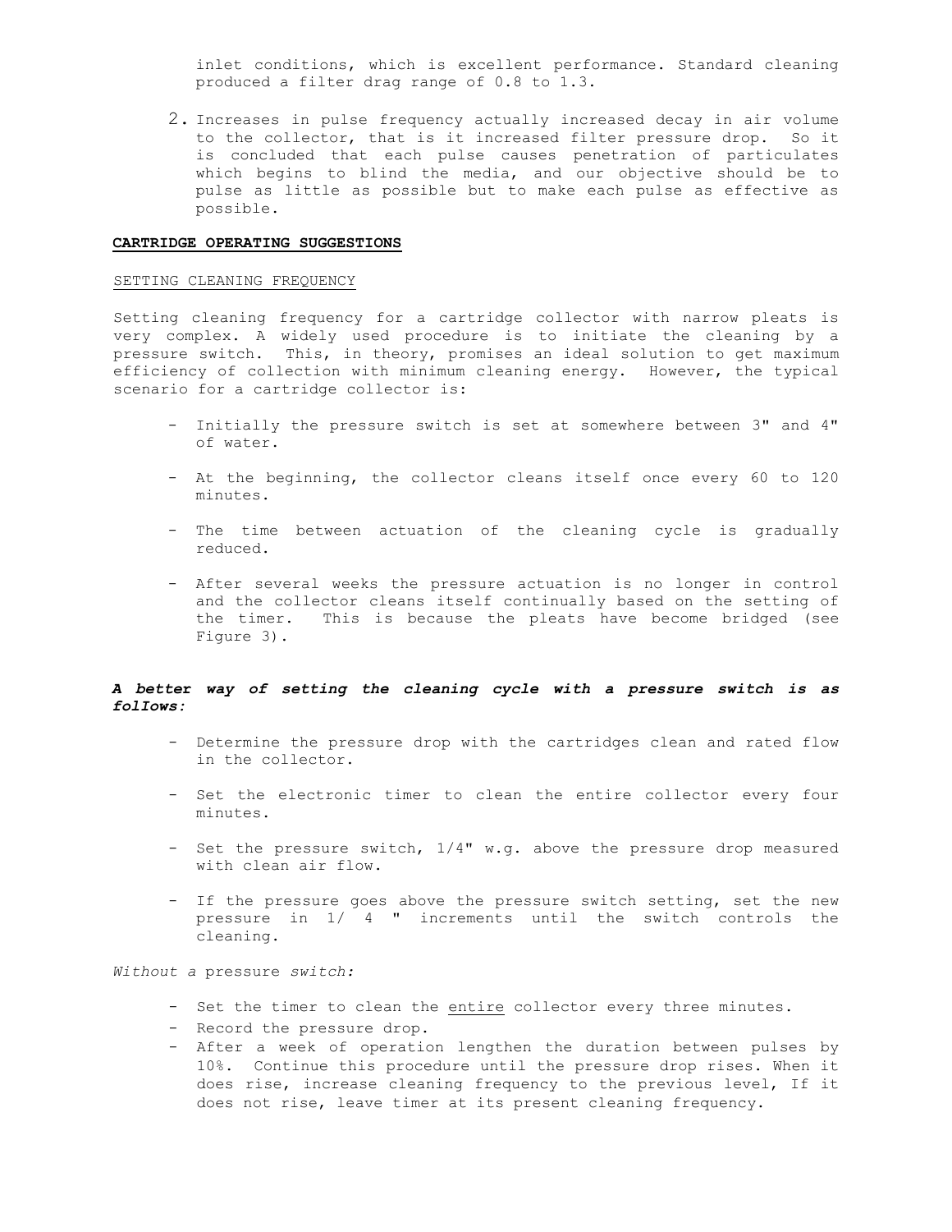inlet conditions, which is excellent performance. Standard cleaning produced a filter drag range of 0.8 to 1.3.

2. Increases in pulse frequency actually increased decay in air volume to the collector, that is it increased filter pressure drop. So it is concluded that each pulse causes penetration of particulates which begins to blind the media, and our objective should be to pulse as little as possible but to make each pulse as effective as possible.

## CARTRIDGE OPERATING SUGGESTIONS

### SETTING CLEANING FREQUENCY

Setting cleaning frequency for a cartridge collector with narrow pleats is very complex. A widely used procedure is to initiate the cleaning by a pressure switch. This, in theory, promises an ideal solution to get maximum efficiency of collection with minimum cleaning energy. However, the typical scenario for a cartridge collector is:

- Initially the pressure switch is set at somewhere between 3" and 4" of water.
- At the beginning, the collector cleans itself once every 60 to 120 minutes.
- The time between actuation of the cleaning cycle is gradually reduced.
- After several weeks the pressure actuation is no longer in control and the collector cleans itself continually based on the setting of the timer. This is because the pleats have become bridged (see Figure 3).

***A better way of setting the cleaning cycle with a pressure switch is as folIows:***

- Determine the pressure drop with the cartridges clean and rated flow in the collector.
- Set the electronic timer to clean the entire collector every four minutes.
- Set the pressure switch, 1/4" w.g. above the pressure drop measured with clean air flow.
- If the pressure goes above the pressure switch setting, set the new pressure in 1/ 4 " increments until the switch controls the cleaning.

*Without a* pressure *switch:*

- Set the timer to clean the <u>entire</u> collector every three minutes.
- Record the pressure drop.
- After a week of operation lengthen the duration between pulses by 10%. Continue this procedure until the pressure drop rises. When it does rise, increase cleaning frequency to the previous level, If it does not rise, leave timer at its present cleaning frequency.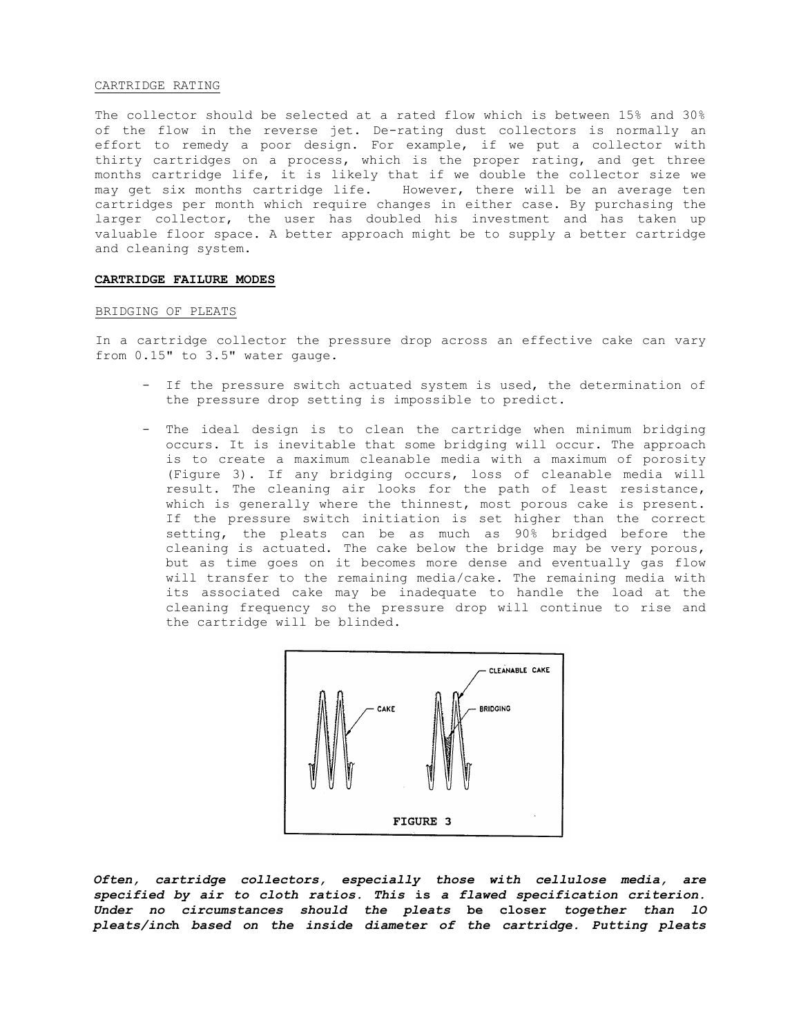CARTRIDGE RATING

The collector should be selected at a rated flow which is between 15% and 30% of the flow in the reverse jet. De-rating dust collectors is normally an effort to remedy a poor design. For example, if we put a collector with thirty cartridges on a process, which is the proper rating, and get three months cartridge life, it is likely that if we double the collector size we may get six months cartridge life. However, there will be an average ten cartridges per month which require changes in either case. By purchasing the larger collector, the user has doubled his investment and has taken up valuable floor space. A better approach might be to supply a better cartridge and cleaning system.

**CARTRIDGE FAILURE MODES**

BRIDGING OF PLEATS

In a cartridge collector the pressure drop across an effective cake can vary from 0.15" to 3.5" water gauge.

- If the pressure switch actuated system is used, the determination of the pressure drop setting is impossible to predict.
- The ideal design is to clean the cartridge when minimum bridging occurs. It is inevitable that some bridging will occur. The approach is to create a maximum cleanable media with a maximum of porosity (Figure 3). If any bridging occurs, loss of cleanable media will result. The cleaning air looks for the path of least resistance, which is generally where the thinnest, most porous cake is present. If the pressure switch initiation is set higher than the correct setting, the pleats can be as much as 90% bridged before the cleaning is actuated. The cake below the bridge may be very porous, but as time goes on it becomes more dense and eventually gas flow will transfer to the remaining media/cake. The remaining media with its associated cake may be inadequate to handle the load at the cleaning frequency so the pressure drop will continue to rise and the cartridge will be blinded.

CAKE

CLEANABLE CAKE

BRIDGING

FIGURE 3

***Often, cartridge collectors, especially those with cellulose media, are specified by air to cloth ratios. This is a flawed specification criterion. Under no circumstances should the pleats* be closer *together than 10 pleats/inch based on the inside diameter of the cartridge. Putting pleats***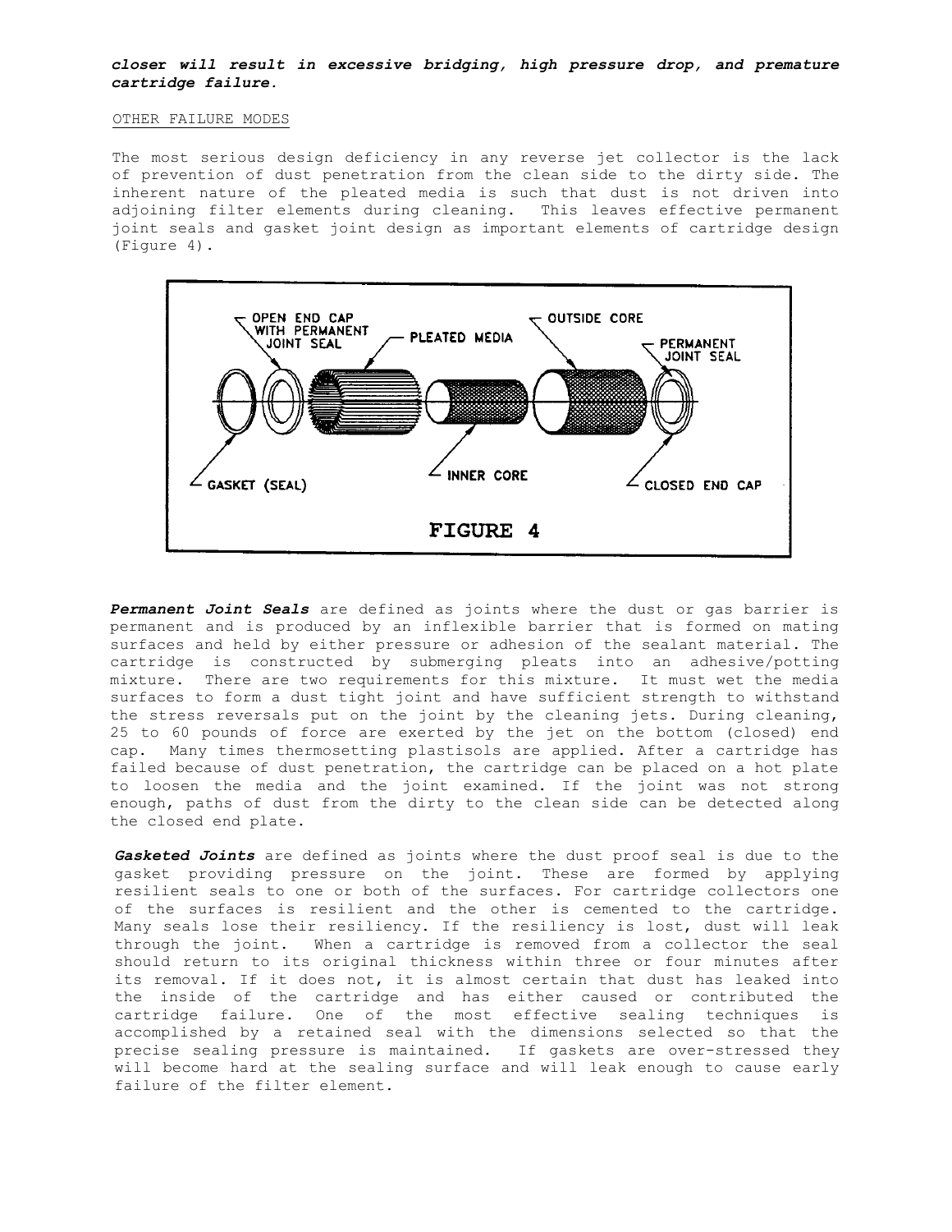***closer will result in excessive bridging, high pressure drop, and premature cartridge failure.***

OTHER FAILURE MODES

The most serious design deficiency in any reverse jet collector is the lack of prevention of dust penetration from the clean side to the dirty side. The inherent nature of the pleated media is such that dust is not driven into adjoining filter elements during cleaning. This leaves effective permanent joint seals and gasket joint design as important elements of cartridge design (Figure 4).

OPEN END CAP WITH PERMANENT JOINT SEAL

PLEATED MEDIA

OUTSIDE CORE

PERMANENT JOINT SEAL

GASKET (SEAL)

INNER CORE

CLOSED END CAP

**FIGURE 4**

***Permanent Joint Seals*** are defined as joints where the dust or gas barrier is permanent and is produced by an inflexible barrier that is formed on mating surfaces and held by either pressure or adhesion of the sealant material. The cartridge is constructed by submerging pleats into an adhesive/potting mixture. There are two requirements for this mixture. It must wet the media surfaces to form a dust tight joint and have sufficient strength to withstand the stress reversals put on the joint by the cleaning jets. During cleaning, 25 to 60 pounds of force are exerted by the jet on the bottom (closed) end cap. Many times thermosetting plastisols are applied. After a cartridge has failed because of dust penetration, the cartridge can be placed on a hot plate to loosen the media and the joint examined. If the joint was not strong enough, paths of dust from the dirty to the clean side can be detected along the closed end plate.

***Gasketed Joints*** are defined as joints where the dust proof seal is due to the gasket providing pressure on the joint. These are formed by applying resilient seals to one or both of the surfaces. For cartridge collectors one of the surfaces is resilient and the other is cemented to the cartridge. Many seals lose their resiliency. If the resiliency is lost, dust will leak through the joint. When a cartridge is removed from a collector the seal should return to its original thickness within three or four minutes after its removal. If it does not, it is almost certain that dust has leaked into the inside of the cartridge and has either caused or contributed the cartridge failure. One of the most effective sealing techniques is accomplished by a retained seal with the dimensions selected so that the precise sealing pressure is maintained. If gaskets are over-stressed they will become hard at the sealing surface and will leak enough to cause early failure of the filter element.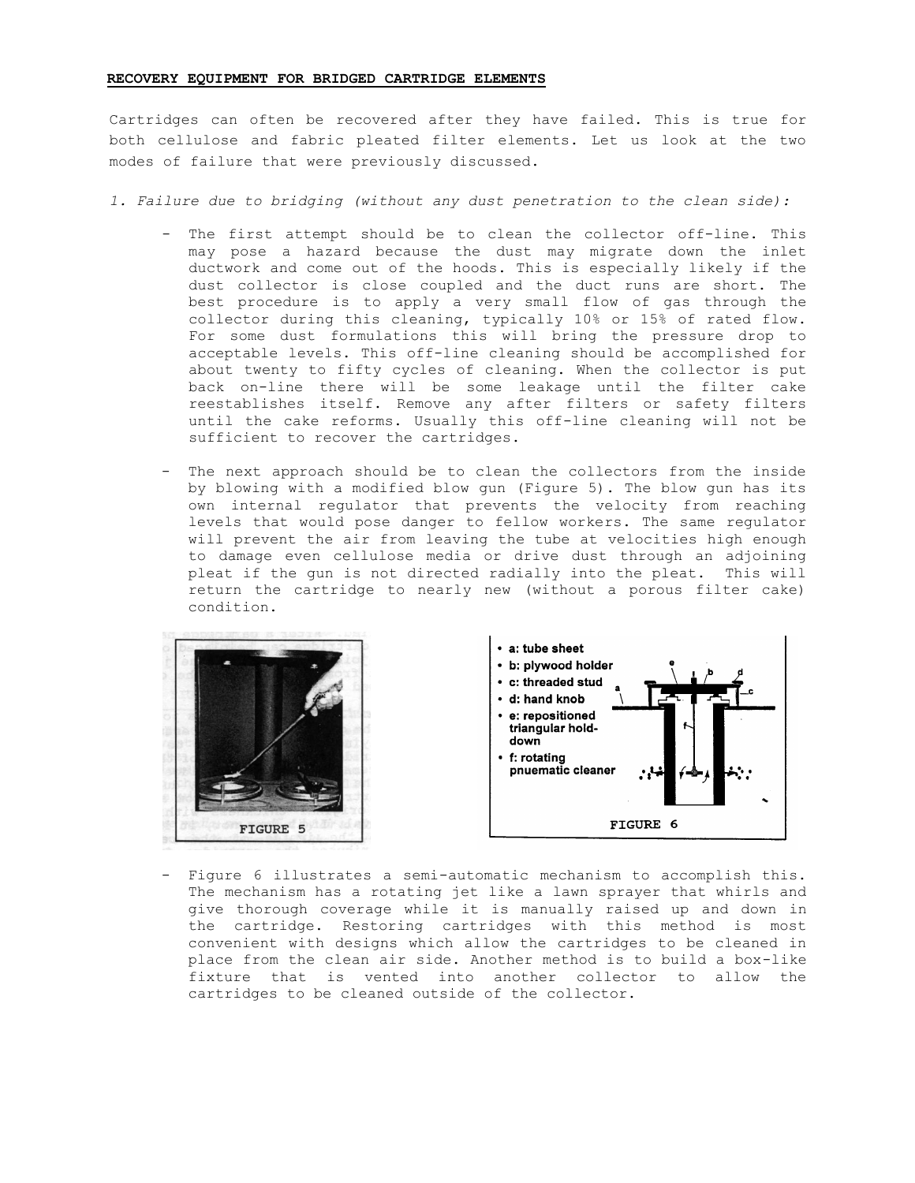**RECOVERY EQUIPMENT FOR BRIDGED CARTRIDGE ELEMENTS**

Cartridges can often be recovered after they have failed. This is true for both cellulose and fabric pleated filter elements. Let us look at the two modes of failure that were previously discussed.

*1. Failure due to bridging (without any dust penetration to the clean side):*

- The first attempt should be to clean the collector off-line. This may pose a hazard because the dust may migrate down the inlet ductwork and come out of the hoods. This is especially likely if the dust collector is close coupled and the duct runs are short. The best procedure is to apply a very small flow of gas through the collector during this cleaning, typically 10% or 15% of rated flow. For some dust formulations this will bring the pressure drop to acceptable levels. This off-line cleaning should be accomplished for about twenty to fifty cycles of cleaning. When the collector is put back on-line there will be some leakage until the filter cake reestablishes itself. Remove any after filters or safety filters until the cake reforms. Usually this off-line cleaning will not be sufficient to recover the cartridges.

- The next approach should be to clean the collectors from the inside by blowing with a modified blow gun (Figure 5). The blow gun has its own internal regulator that prevents the velocity from reaching levels that would pose danger to fellow workers. The same regulator will prevent the air from leaving the tube at velocities high enough to damage even cellulose media or drive dust through an adjoining pleat if the gun is not directed radially into the pleat. This will return the cartridge to nearly new (without a porous filter cake) condition.

FIGURE 5

- a: tube sheet
- b: plywood holder
- c: threaded stud
- d: hand knob
- e: repositioned triangular hold-down
- f: rotating pnuematic cleaner

FIGURE 6

- Figure 6 illustrates a semi-automatic mechanism to accomplish this. The mechanism has a rotating jet like a lawn sprayer that whirls and give thorough coverage while it is manually raised up and down in the cartridge. Restoring cartridges with this method is most convenient with designs which allow the cartridges to be cleaned in place from the clean air side. Another method is to build a box-like fixture that is vented into another collector to allow the cartridges to be cleaned outside of the collector.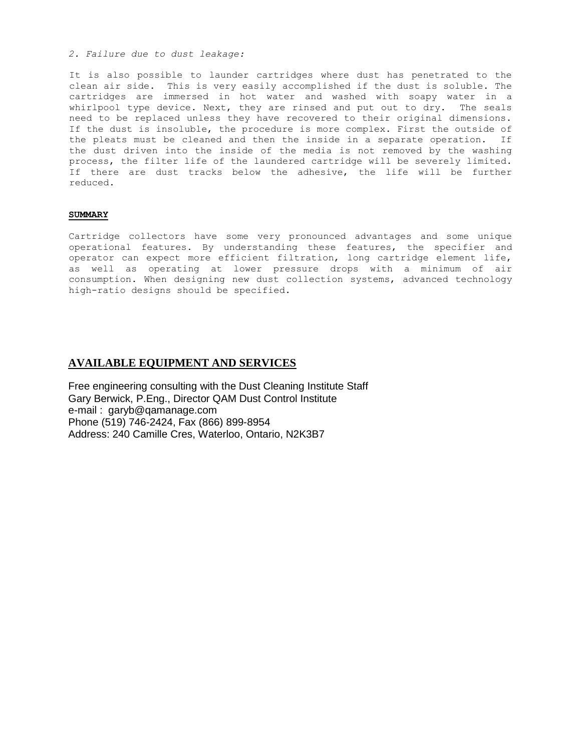*2. Failure due to dust leakage:*

It is also possible to launder cartridges where dust has penetrated to the clean air side. This is very easily accomplished if the dust is soluble. The cartridges are immersed in hot water and washed with soapy water in a whirlpool type device. Next, they are rinsed and put out to dry. The seals need to be replaced unless they have recovered to their original dimensions. If the dust is insoluble, the procedure is more complex. First the outside of the pleats must be cleaned and then the inside in a separate operation. If the dust driven into the inside of the media is not removed by the washing process, the filter life of the laundered cartridge will be severely limited. If there are dust tracks below the adhesive, the life will be further reduced.

**SUMMARY**

Cartridge collectors have some very pronounced advantages and some unique operational features. By understanding these features, the specifier and operator can expect more efficient filtration, long cartridge element life, as well as operating at lower pressure drops with a minimum of air consumption. When designing new dust collection systems, advanced technology high-ratio designs should be specified.

## AVAILABLE EQUIPMENT AND SERVICES

Free engineering consulting with the Dust Cleaning Institute Staff
Gary Berwick, P.Eng., Director QAM Dust Control Institute
e-mail : garyb@qamanage.com
Phone (519) 746-2424, Fax (866) 899-8954
Address: 240 Camille Cres, Waterloo, Ontario, N2K3B7